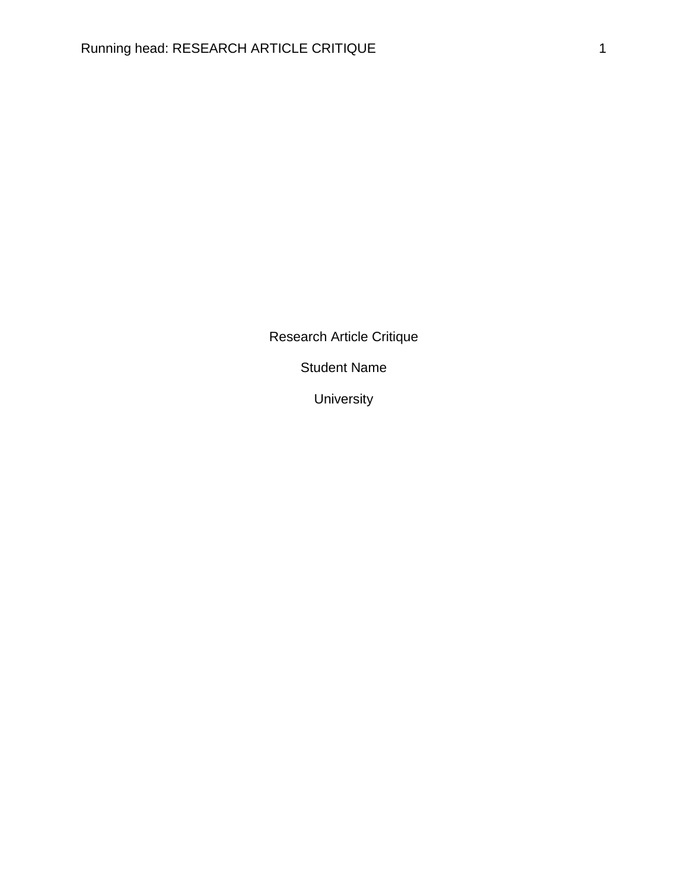Research Article Critique

Student Name

University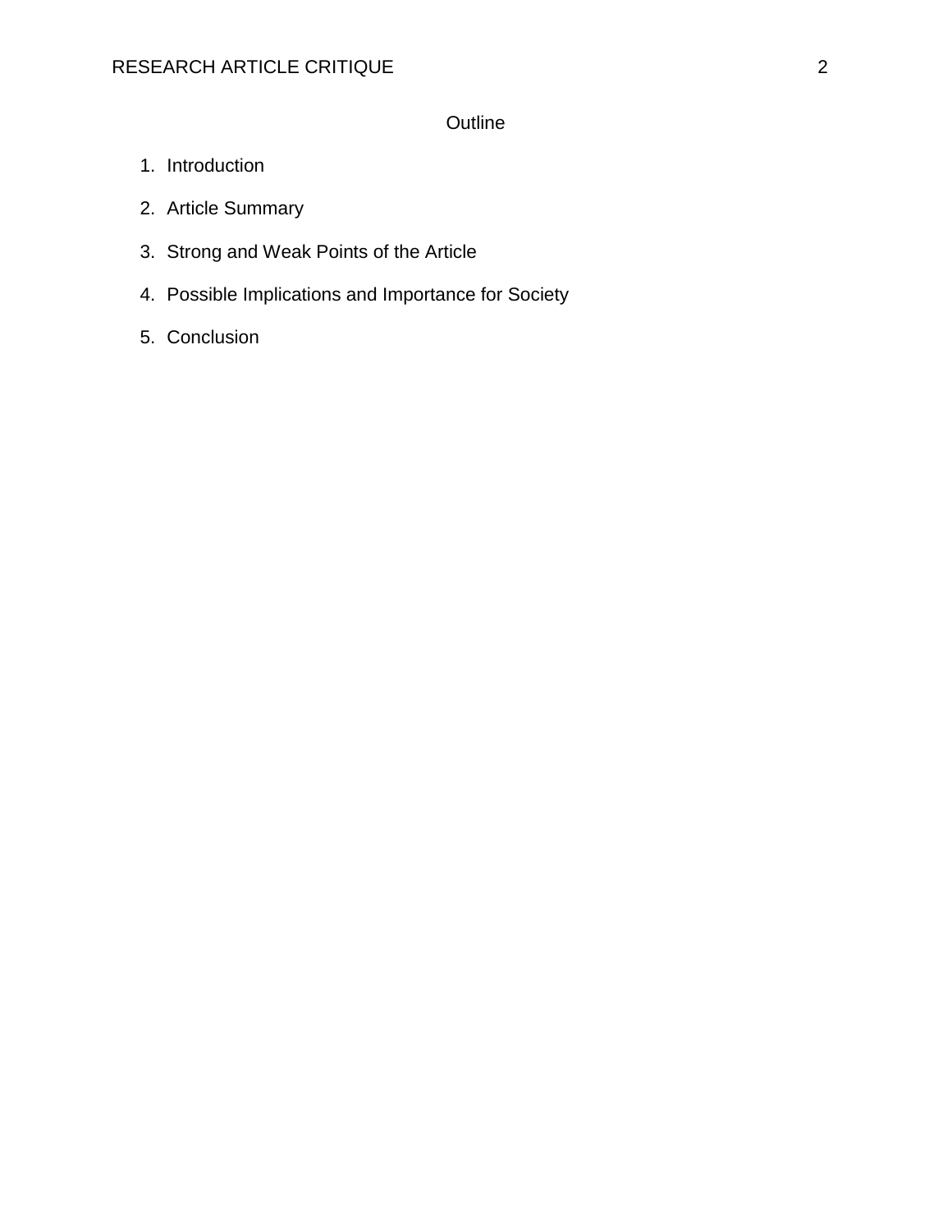# Outline

1. Introduction
2. Article Summary
3. Strong and Weak Points of the Article
4. Possible Implications and Importance for Society
5. Conclusion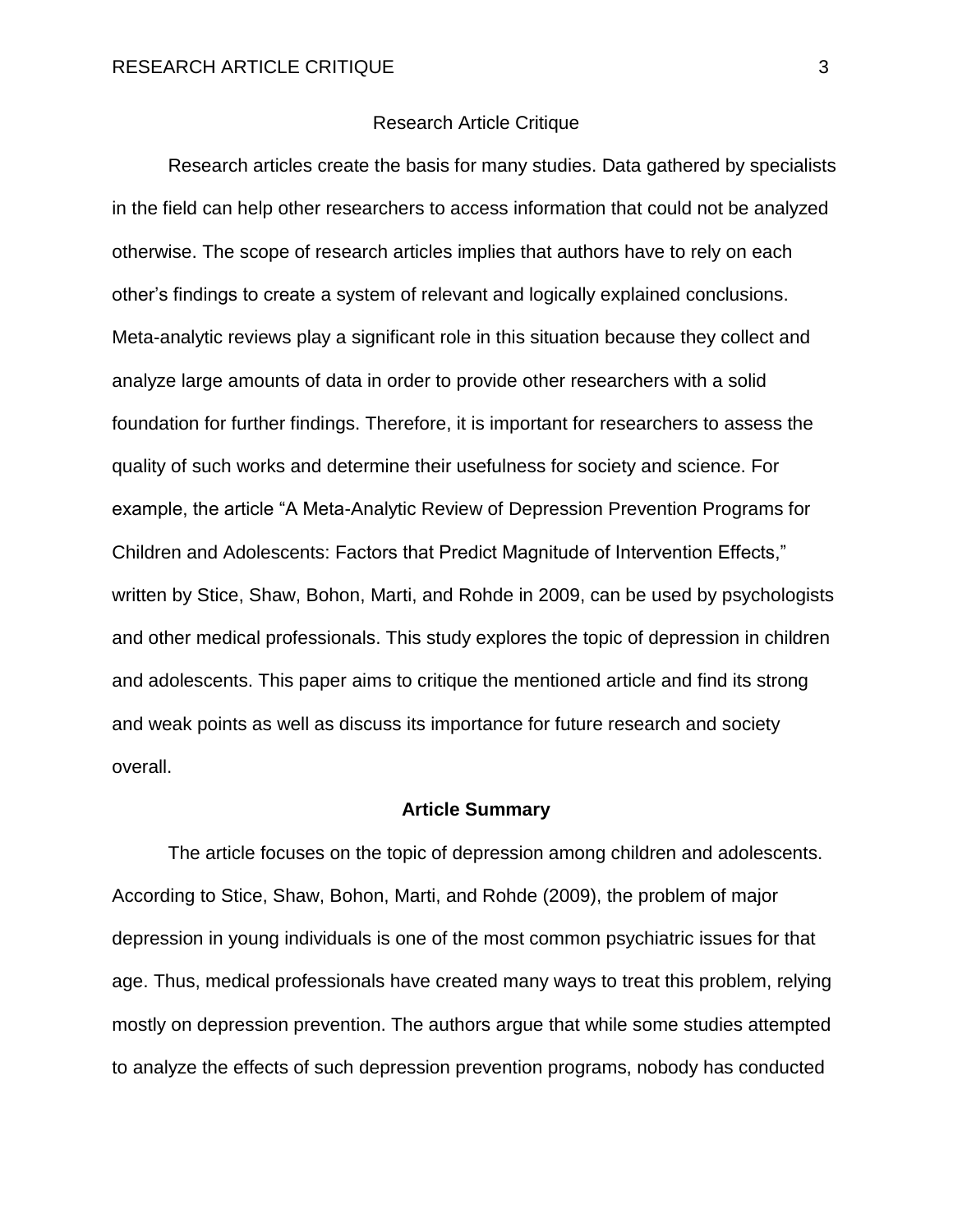# Research Article Critique

Research articles create the basis for many studies. Data gathered by specialists in the field can help other researchers to access information that could not be analyzed otherwise. The scope of research articles implies that authors have to rely on each other's findings to create a system of relevant and logically explained conclusions. Meta-analytic reviews play a significant role in this situation because they collect and analyze large amounts of data in order to provide other researchers with a solid foundation for further findings. Therefore, it is important for researchers to assess the quality of such works and determine their usefulness for society and science. For example, the article "A Meta-Analytic Review of Depression Prevention Programs for Children and Adolescents: Factors that Predict Magnitude of Intervention Effects," written by Stice, Shaw, Bohon, Marti, and Rohde in 2009, can be used by psychologists and other medical professionals. This study explores the topic of depression in children and adolescents. This paper aims to critique the mentioned article and find its strong and weak points as well as discuss its importance for future research and society overall.

## Article Summary

The article focuses on the topic of depression among children and adolescents. According to Stice, Shaw, Bohon, Marti, and Rohde (2009), the problem of major depression in young individuals is one of the most common psychiatric issues for that age. Thus, medical professionals have created many ways to treat this problem, relying mostly on depression prevention. The authors argue that while some studies attempted to analyze the effects of such depression prevention programs, nobody has conducted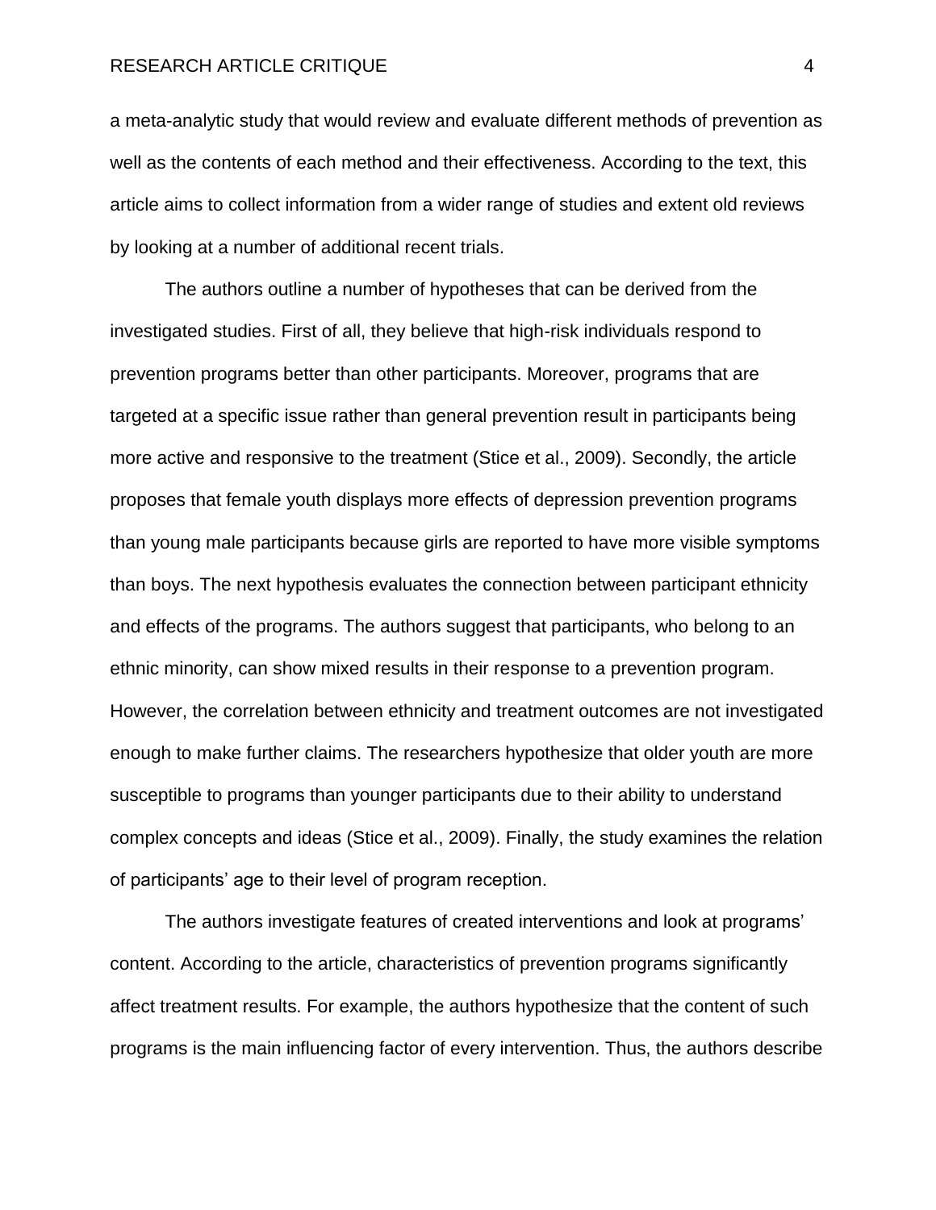a meta-analytic study that would review and evaluate different methods of prevention as well as the contents of each method and their effectiveness. According to the text, this article aims to collect information from a wider range of studies and extent old reviews by looking at a number of additional recent trials.

The authors outline a number of hypotheses that can be derived from the investigated studies. First of all, they believe that high-risk individuals respond to prevention programs better than other participants. Moreover, programs that are targeted at a specific issue rather than general prevention result in participants being more active and responsive to the treatment (Stice et al., 2009). Secondly, the article proposes that female youth displays more effects of depression prevention programs than young male participants because girls are reported to have more visible symptoms than boys. The next hypothesis evaluates the connection between participant ethnicity and effects of the programs. The authors suggest that participants, who belong to an ethnic minority, can show mixed results in their response to a prevention program. However, the correlation between ethnicity and treatment outcomes are not investigated enough to make further claims. The researchers hypothesize that older youth are more susceptible to programs than younger participants due to their ability to understand complex concepts and ideas (Stice et al., 2009). Finally, the study examines the relation of participants' age to their level of program reception.

The authors investigate features of created interventions and look at programs' content. According to the article, characteristics of prevention programs significantly affect treatment results. For example, the authors hypothesize that the content of such programs is the main influencing factor of every intervention. Thus, the authors describe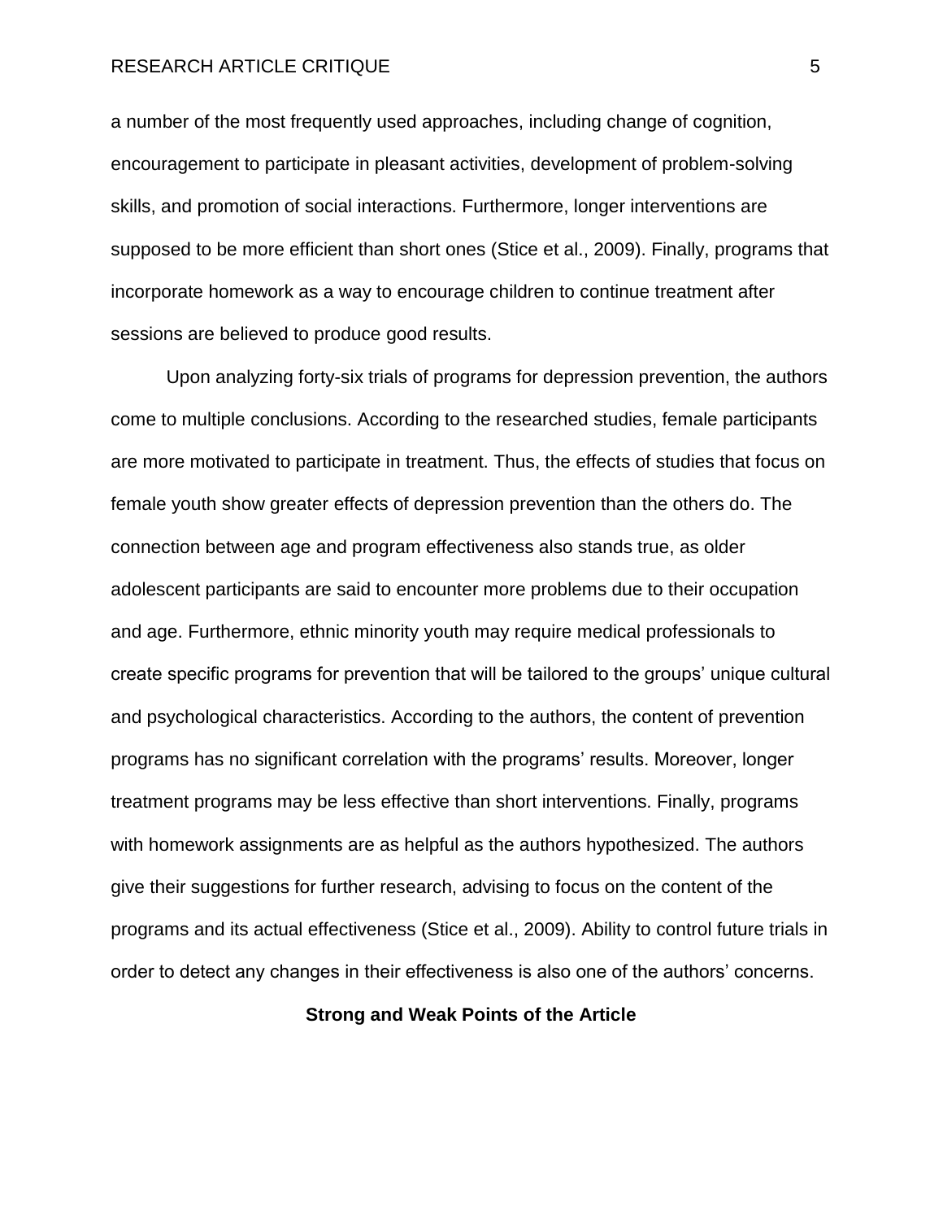a number of the most frequently used approaches, including change of cognition, encouragement to participate in pleasant activities, development of problem-solving skills, and promotion of social interactions. Furthermore, longer interventions are supposed to be more efficient than short ones (Stice et al., 2009). Finally, programs that incorporate homework as a way to encourage children to continue treatment after sessions are believed to produce good results.

Upon analyzing forty-six trials of programs for depression prevention, the authors come to multiple conclusions. According to the researched studies, female participants are more motivated to participate in treatment. Thus, the effects of studies that focus on female youth show greater effects of depression prevention than the others do. The connection between age and program effectiveness also stands true, as older adolescent participants are said to encounter more problems due to their occupation and age. Furthermore, ethnic minority youth may require medical professionals to create specific programs for prevention that will be tailored to the groups' unique cultural and psychological characteristics. According to the authors, the content of prevention programs has no significant correlation with the programs' results. Moreover, longer treatment programs may be less effective than short interventions. Finally, programs with homework assignments are as helpful as the authors hypothesized. The authors give their suggestions for further research, advising to focus on the content of the programs and its actual effectiveness (Stice et al., 2009). Ability to control future trials in order to detect any changes in their effectiveness is also one of the authors' concerns.

## Strong and Weak Points of the Article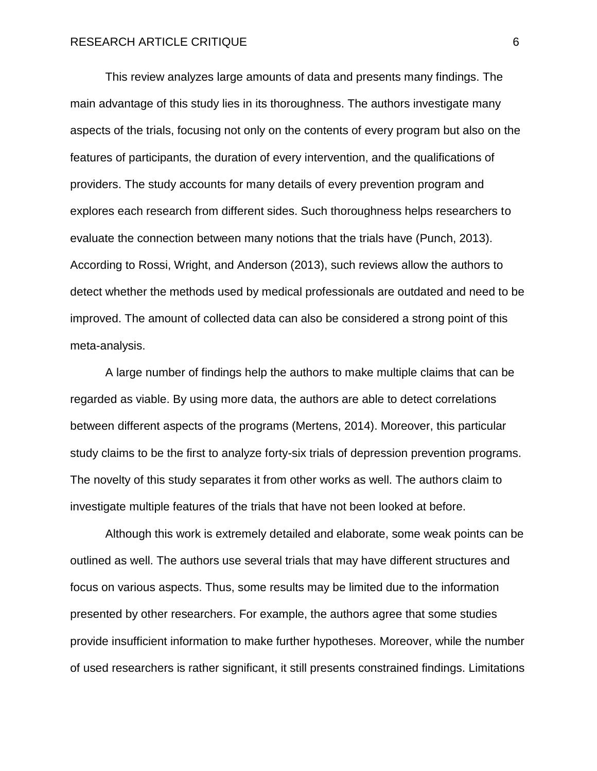This review analyzes large amounts of data and presents many findings. The main advantage of this study lies in its thoroughness. The authors investigate many aspects of the trials, focusing not only on the contents of every program but also on the features of participants, the duration of every intervention, and the qualifications of providers. The study accounts for many details of every prevention program and explores each research from different sides. Such thoroughness helps researchers to evaluate the connection between many notions that the trials have (Punch, 2013). According to Rossi, Wright, and Anderson (2013), such reviews allow the authors to detect whether the methods used by medical professionals are outdated and need to be improved. The amount of collected data can also be considered a strong point of this meta-analysis.

A large number of findings help the authors to make multiple claims that can be regarded as viable. By using more data, the authors are able to detect correlations between different aspects of the programs (Mertens, 2014). Moreover, this particular study claims to be the first to analyze forty-six trials of depression prevention programs. The novelty of this study separates it from other works as well. The authors claim to investigate multiple features of the trials that have not been looked at before.

Although this work is extremely detailed and elaborate, some weak points can be outlined as well. The authors use several trials that may have different structures and focus on various aspects. Thus, some results may be limited due to the information presented by other researchers. For example, the authors agree that some studies provide insufficient information to make further hypotheses. Moreover, while the number of used researchers is rather significant, it still presents constrained findings. Limitations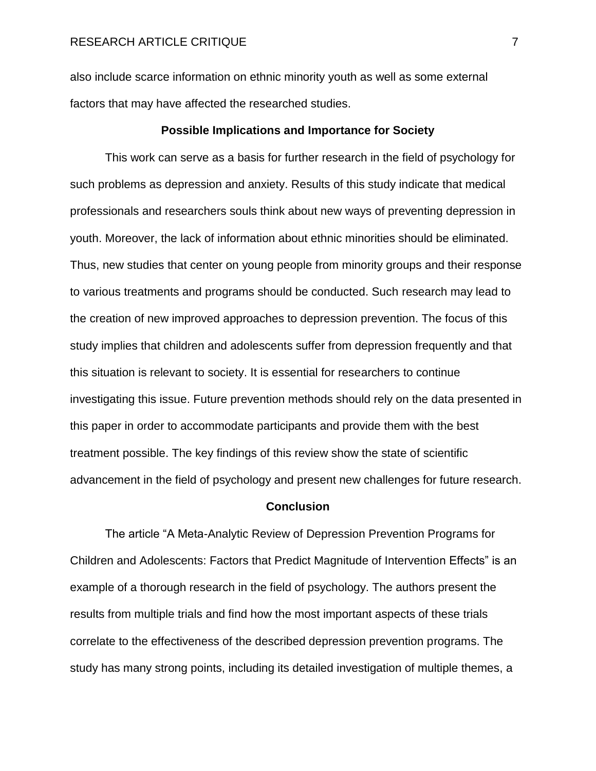also include scarce information on ethnic minority youth as well as some external factors that may have affected the researched studies.

## Possible Implications and Importance for Society

This work can serve as a basis for further research in the field of psychology for such problems as depression and anxiety. Results of this study indicate that medical professionals and researchers souls think about new ways of preventing depression in youth. Moreover, the lack of information about ethnic minorities should be eliminated. Thus, new studies that center on young people from minority groups and their response to various treatments and programs should be conducted. Such research may lead to the creation of new improved approaches to depression prevention. The focus of this study implies that children and adolescents suffer from depression frequently and that this situation is relevant to society. It is essential for researchers to continue investigating this issue. Future prevention methods should rely on the data presented in this paper in order to accommodate participants and provide them with the best treatment possible. The key findings of this review show the state of scientific advancement in the field of psychology and present new challenges for future research.

## Conclusion

The article “A Meta-Analytic Review of Depression Prevention Programs for Children and Adolescents: Factors that Predict Magnitude of Intervention Effects” is an example of a thorough research in the field of psychology. The authors present the results from multiple trials and find how the most important aspects of these trials correlate to the effectiveness of the described depression prevention programs. The study has many strong points, including its detailed investigation of multiple themes, a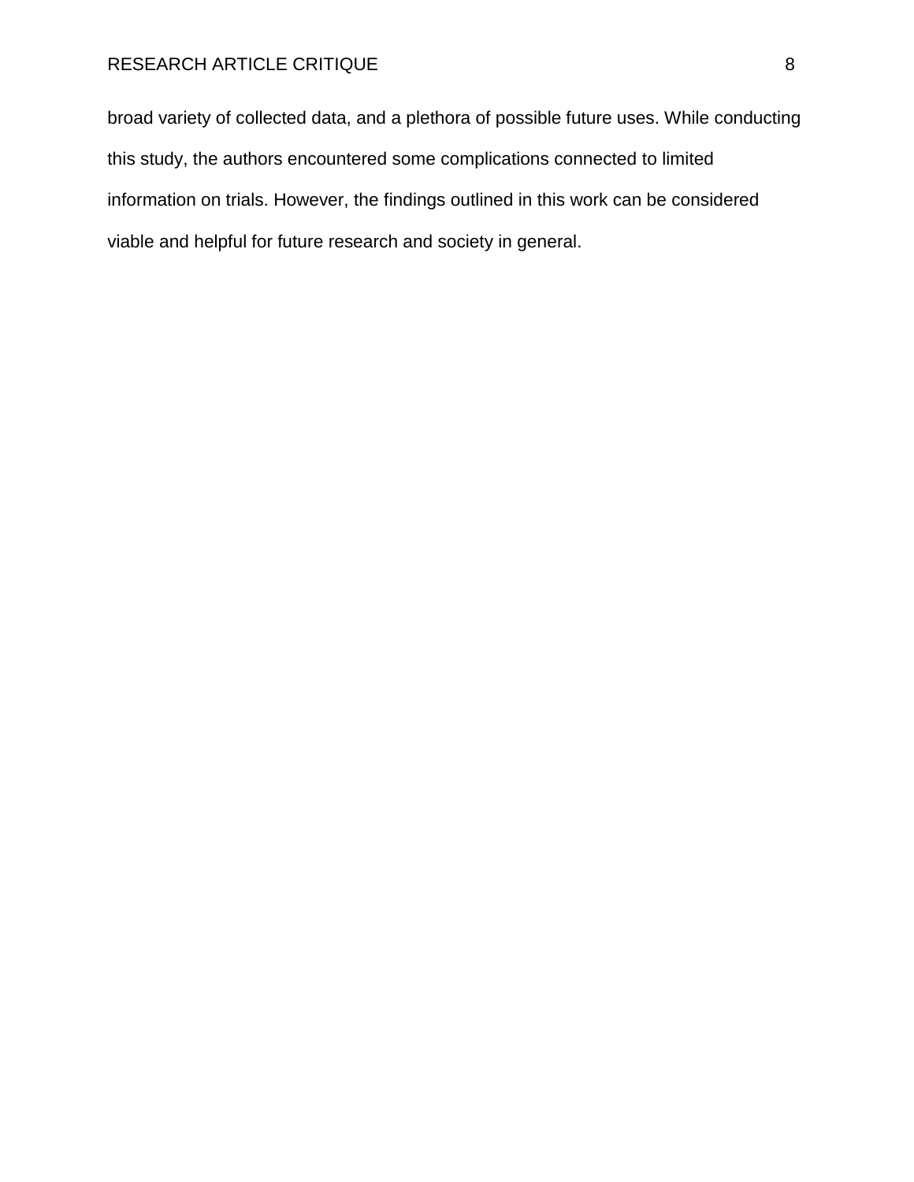broad variety of collected data, and a plethora of possible future uses. While conducting this study, the authors encountered some complications connected to limited information on trials. However, the findings outlined in this work can be considered viable and helpful for future research and society in general.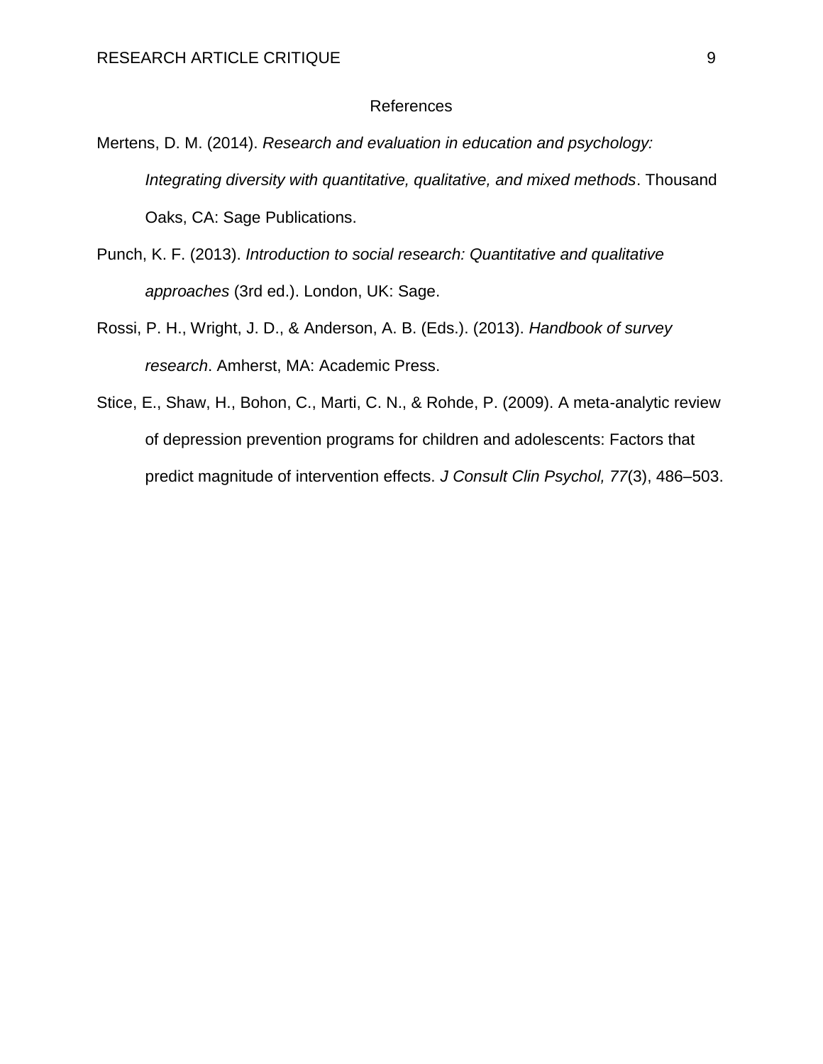# References

Mertens, D. M. (2014). *Research and evaluation in education and psychology: Integrating diversity with quantitative, qualitative, and mixed methods*. Thousand Oaks, CA: Sage Publications.

Punch, K. F. (2013). *Introduction to social research: Quantitative and qualitative approaches* (3rd ed.). London, UK: Sage.

Rossi, P. H., Wright, J. D., & Anderson, A. B. (Eds.). (2013). *Handbook of survey research*. Amherst, MA: Academic Press.

Stice, E., Shaw, H., Bohon, C., Marti, C. N., & Rohde, P. (2009). A meta-analytic review of depression prevention programs for children and adolescents: Factors that predict magnitude of intervention effects. *J Consult Clin Psychol, 77*(3), 486–503.